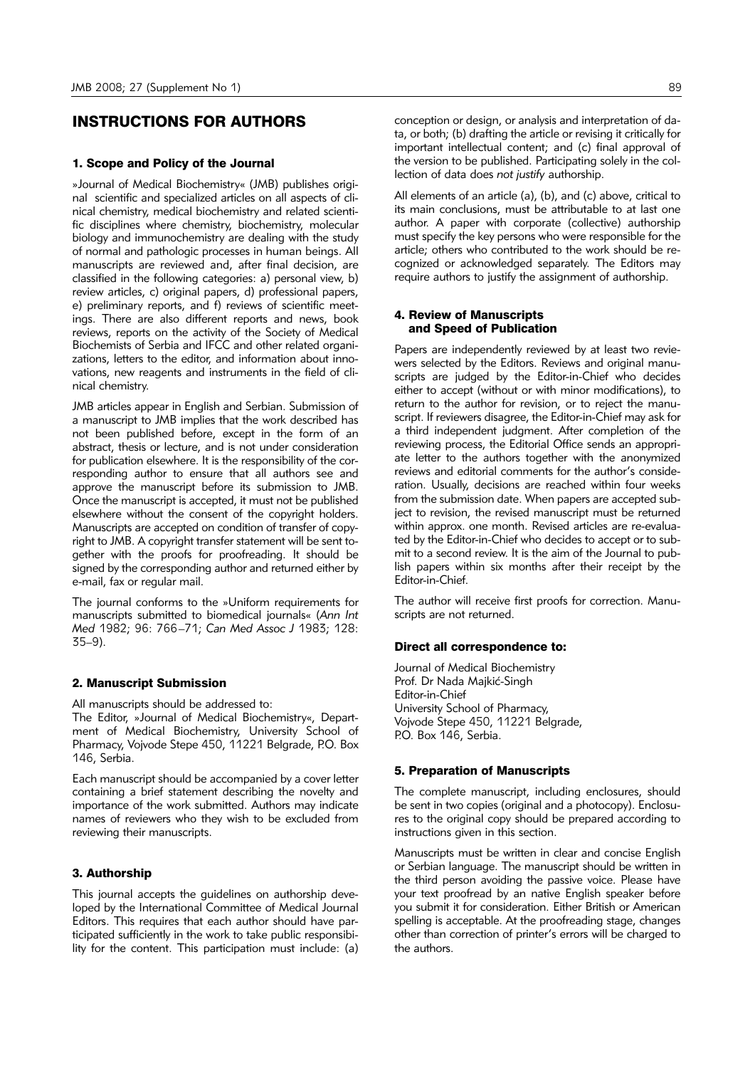# INSTRUCTIONS FOR AUTHORS

## 1. Scope and Policy of the Journal

»Journal of Medical Biochemistry« (JMB) publishes original scientific and specialized articles on all aspects of clinical chemistry, medical biochemistry and related scientific disciplines where chemistry, biochemistry, molecular biology and immunochemistry are dealing with the study of normal and pathologic processes in human beings. All manuscripts are reviewed and, after final decision, are classified in the following categories: a) personal view, b) review articles, c) original papers, d) professional papers, e) preliminary reports, and f) reviews of scientific meetings. There are also different reports and news, book reviews, reports on the activity of the Society of Medical Biochemists of Serbia and IFCC and other related organizations, letters to the editor, and information about innovations, new reagents and instruments in the field of clinical chemistry.

JMB articles appear in English and Serbian. Submission of a manuscript to JMB implies that the work described has not been published before, except in the form of an abstract, thesis or lecture, and is not under consideration for publication elsewhere. It is the responsibility of the corresponding author to ensure that all authors see and approve the manuscript before its submission to JMB. Once the manuscript is accepted, it must not be published elsewhere without the consent of the copyright holders. Manuscripts are accepted on condition of transfer of copyright to JMB. A copyright transfer statement will be sent together with the proofs for proofreading. It should be signed by the corresponding author and returned either by e-mail, fax or regular mail.

The journal conforms to the »Uniform requirements for manuscripts submitted to biomedical journals« (*Ann Int Med* 1982; 96: 766–71; *Can Med Assoc J* 1983; 128: 35–9).

## 2. Manuscript Submission

All manuscripts should be addressed to:
The Editor, »Journal of Medical Biochemistry«, Department of Medical Biochemistry, University School of Pharmacy, Vojvode Stepe 450, 11221 Belgrade, P.O. Box 146, Serbia.

Each manuscript should be accompanied by a cover letter containing a brief statement describing the novelty and importance of the work submitted. Authors may indicate names of reviewers who they wish to be excluded from reviewing their manuscripts.

## 3. Authorship

This journal accepts the guidelines on authorship developed by the International Committee of Medical Journal Editors. This requires that each author should have participated sufficiently in the work to take public responsibility for the content. This participation must include: (a) conception or design, or analysis and interpretation of data, or both; (b) drafting the article or revising it critically for important intellectual content; and (c) final approval of the version to be published. Participating solely in the collection of data does *not justify* authorship.

All elements of an article (a), (b), and (c) above, critical to its main conclusions, must be attributable to at last one author. A paper with corporate (collective) authorship must specify the key persons who were responsible for the article; others who contributed to the work should be recognized or acknowledged separately. The Editors may require authors to justify the assignment of authorship.

## 4. Review of Manuscripts and Speed of Publication

Papers are independently reviewed by at least two reviewers selected by the Editors. Reviews and original manuscripts are judged by the Editor-in-Chief who decides either to accept (without or with minor modifications), to return to the author for revision, or to reject the manuscript. If reviewers disagree, the Editor-in-Chief may ask for a third independent judgment. After completion of the reviewing process, the Editorial Office sends an appropriate letter to the authors together with the anonymized reviews and editorial comments for the author's consideration. Usually, decisions are reached within four weeks from the submission date. When papers are accepted subject to revision, the revised manuscript must be returned within approx. one month. Revised articles are re-evaluated by the Editor-in-Chief who decides to accept or to submit to a second review. It is the aim of the Journal to publish papers within six months after their receipt by the Editor-in-Chief.

The author will receive first proofs for correction. Manuscripts are not returned.

### Direct all correspondence to:

Journal of Medical Biochemistry
Prof. Dr Nada Majkić-Singh
Editor-in-Chief
University School of Pharmacy,
Vojvode Stepe 450, 11221 Belgrade,
P.O. Box 146, Serbia.

## 5. Preparation of Manuscripts

The complete manuscript, including enclosures, should be sent in two copies (original and a photocopy). Enclosures to the original copy should be prepared according to instructions given in this section.

Manuscripts must be written in clear and concise English or Serbian language. The manuscript should be written in the third person avoiding the passive voice. Please have your text proofread by an native English speaker before you submit it for consideration. Either British or American spelling is acceptable. At the proofreading stage, changes other than correction of printer's errors will be charged to the authors.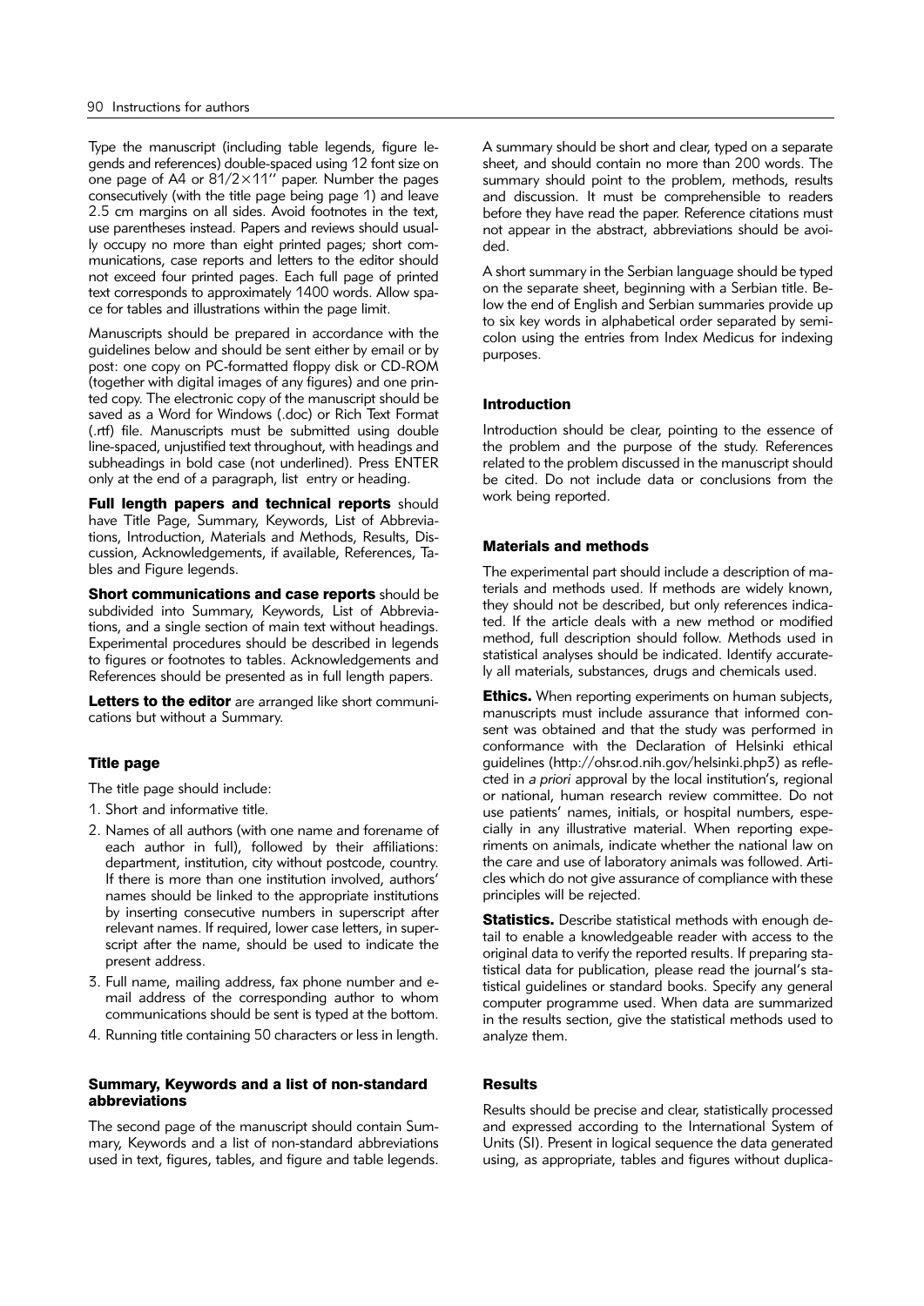Type the manuscript (including table legends, figure legends and references) double-spaced using 12 font size on one page of A4 or 81/2×11'' paper. Number the pages consecutively (with the title page being page 1) and leave 2.5 cm margins on all sides. Avoid footnotes in the text, use parentheses instead. Papers and reviews should usually occupy no more than eight printed pages; short communications, case reports and letters to the editor should not exceed four printed pages. Each full page of printed text corresponds to approximately 1400 words. Allow space for tables and illustrations within the page limit.

Manuscripts should be prepared in accordance with the guidelines below and should be sent either by email or by post: one copy on PC-formatted floppy disk or CD-ROM (together with digital images of any figures) and one printed copy. The electronic copy of the manuscript should be saved as a Word for Windows (.doc) or Rich Text Format (.rtf) file. Manuscripts must be submitted using double line-spaced, unjustified text throughout, with headings and subheadings in bold case (not underlined). Press ENTER only at the end of a paragraph, list entry or heading.

**Full length papers and technical reports** should have Title Page, Summary, Keywords, List of Abbreviations, Introduction, Materials and Methods, Results, Discussion, Acknowledgements, if available, References, Tables and Figure legends.

**Short communications and case reports** should be subdivided into Summary, Keywords, List of Abbreviations, and a single section of main text without headings. Experimental procedures should be described in legends to figures or footnotes to tables. Acknowledgements and References should be presented as in full length papers.

**Letters to the editor** are arranged like short communications but without a Summary.

## Title page

The title page should include:

1. Short and informative title.
2. Names of all authors (with one name and forename of each author in full), followed by their affiliations: department, institution, city without postcode, country. If there is more than one institution involved, authors' names should be linked to the appropriate institutions by inserting consecutive numbers in superscript after relevant names. If required, lower case letters, in superscript after the name, should be used to indicate the present address.
3. Full name, mailing address, fax phone number and e-mail address of the corresponding author to whom communications should be sent is typed at the bottom.
4. Running title containing 50 characters or less in length.

## Summary, Keywords and a list of non-standard abbreviations

The second page of the manuscript should contain Summary, Keywords and a list of non-standard abbreviations used in text, figures, tables, and figure and table legends.

A summary should be short and clear, typed on a separate sheet, and should contain no more than 200 words. The summary should point to the problem, methods, results and discussion. It must be comprehensible to readers before they have read the paper. Reference citations must not appear in the abstract, abbreviations should be avoided.

A short summary in the Serbian language should be typed on the separate sheet, beginning with a Serbian title. Below the end of English and Serbian summaries provide up to six key words in alphabetical order separated by semicolon using the entries from Index Medicus for indexing purposes.

## Introduction

Introduction should be clear, pointing to the essence of the problem and the purpose of the study. References related to the problem discussed in the manuscript should be cited. Do not include data or conclusions from the work being reported.

## Materials and methods

The experimental part should include a description of materials and methods used. If methods are widely known, they should not be described, but only references indicated. If the article deals with a new method or modified method, full description should follow. Methods used in statistical analyses should be indicated. Identify accurately all materials, substances, drugs and chemicals used.

**Ethics.** When reporting experiments on human subjects, manuscripts must include assurance that informed consent was obtained and that the study was performed in conformance with the Declaration of Helsinki ethical guidelines (http://ohsr.od.nih.gov/helsinki.php3) as reflected in *a priori* approval by the local institution's, regional or national, human research review committee. Do not use patients' names, initials, or hospital numbers, especially in any illustrative material. When reporting experiments on animals, indicate whether the national law on the care and use of laboratory animals was followed. Articles which do not give assurance of compliance with these principles will be rejected.

**Statistics.** Describe statistical methods with enough detail to enable a knowledgeable reader with access to the original data to verify the reported results. If preparing statistical data for publication, please read the journal's statistical guidelines or standard books. Specify any general computer programme used. When data are summarized in the results section, give the statistical methods used to analyze them.

## Results

Results should be precise and clear, statistically processed and expressed according to the International System of Units (SI). Present in logical sequence the data generated using, as appropriate, tables and figures without duplica-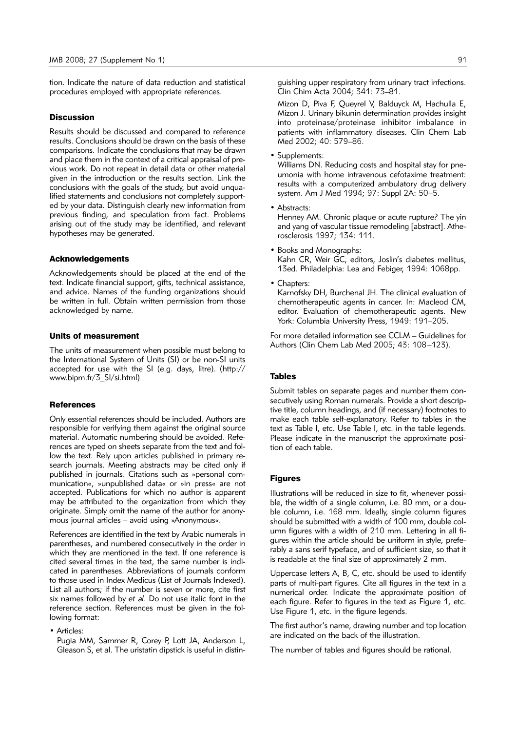tion. Indicate the nature of data reduction and statistical procedures employed with appropriate references.

### Discussion

Results should be discussed and compared to reference results. Conclusions should be drawn on the basis of these comparisons. Indicate the conclusions that may be drawn and place them in the context of a critical appraisal of previous work. Do not repeat in detail data or other material given in the introduction or the results section. Link the conclusions with the goals of the study, but avoid unqualified statements and conclusions not completely supported by your data. Distinguish clearly new information from previous finding, and speculation from fact. Problems arising out of the study may be identified, and relevant hypotheses may be generated.

### Acknowledgements

Acknowledgements should be placed at the end of the text. Indicate financial support, gifts, technical assistance, and advice. Names of the funding organizations should be written in full. Obtain written permission from those acknowledged by name.

### Units of measurement

The units of measurement when possible must belong to the International System of Units (SI) or be non-SI units accepted for use with the SI (e.g. days, litre). (http://www.bipm.fr/3_SI/si.html)

### References

Only essential references should be included. Authors are responsible for verifying them against the original source material. Automatic numbering should be avoided. References are typed on sheets separate from the text and follow the text. Rely upon articles published in primary research journals. Meeting abstracts may be cited only if published in journals. Citations such as »personal communication«, »unpublished data« or »in press« are not accepted. Publications for which no author is apparent may be attributed to the organization from which they originate. Simply omit the name of the author for anonymous journal articles – avoid using »Anonymous«.

References are identified in the text by Arabic numerals in parentheses, and numbered consecutively in the order in which they are mentioned in the text. If one reference is cited several times in the text, the same number is indicated in parentheses. Abbreviations of journals conform to those used in Index Medicus (List of Journals Indexed). List all authors; if the number is seven or more, cite first six names followed by *et al*. Do not use italic font in the reference section. References must be given in the following format:

- Articles:
  Pugia MM, Sammer R, Corey P, Lott JA, Anderson L, Gleason S, et al. The uristatin dipstick is useful in distinguishing upper respiratory from urinary tract infections. Clin Chim Acta 2004; 341: 73–81.

  Mizon D, Piva F, Queyrel V, Balduyck M, Hachulla E, Mizon J. Urinary bikunin determination provides insight into proteinase/proteinase inhibitor imbalance in patients with inflammatory diseases. Clin Chem Lab Med 2002; 40: 579–86.

- Supplements:
  Williams DN. Reducing costs and hospital stay for pneumonia with home intravenous cefotaxime treatment: results with a computerized ambulatory drug delivery system. Am J Med 1994; 97: Suppl 2A: 50–5.

- Abstracts:
  Henney AM. Chronic plaque or acute rupture? The yin and yang of vascular tissue remodeling [abstract]. Atherosclerosis 1997; 134: 111.

- Books and Monographs:
  Kahn CR, Weir GC, editors, Joslin's diabetes mellitus, 13ed. Philadelphia: Lea and Febiger, 1994: 1068pp.

- Chapters:
  Karnofsky DH, Burchenal JH. The clinical evaluation of chemotherapeutic agents in cancer. In: Macleod CM, editor. Evaluation of chemotherapeutic agents. New York: Columbia University Press, 1949: 191–205.

For more detailed information see CCLM – Guidelines for Authors (Clin Chem Lab Med 2005; 43: 108–123).

### Tables

Submit tables on separate pages and number them consecutively using Roman numerals. Provide a short descriptive title, column headings, and (if necessary) footnotes to make each table self-explanatory. Refer to tables in the text as Table I, etc. Use Table I, etc. in the table legends. Please indicate in the manuscript the approximate position of each table.

### Figures

Illustrations will be reduced in size to fit, whenever possible, the width of a single column, i.e. 80 mm, or a double column, i.e. 168 mm. Ideally, single column figures should be submitted with a width of 100 mm, double column figures with a width of 210 mm. Lettering in all figures within the article should be uniform in style, preferably a sans serif typeface, and of sufficient size, so that it is readable at the final size of approximately 2 mm.

Uppercase letters A, B, C, etc. should be used to identify parts of multi-part figures. Cite all figures in the text in a numerical order. Indicate the approximate position of each figure. Refer to figures in the text as Figure 1, etc. Use Figure 1, etc. in the figure legends.

The first author's name, drawing number and top location are indicated on the back of the illustration.

The number of tables and figures should be rational.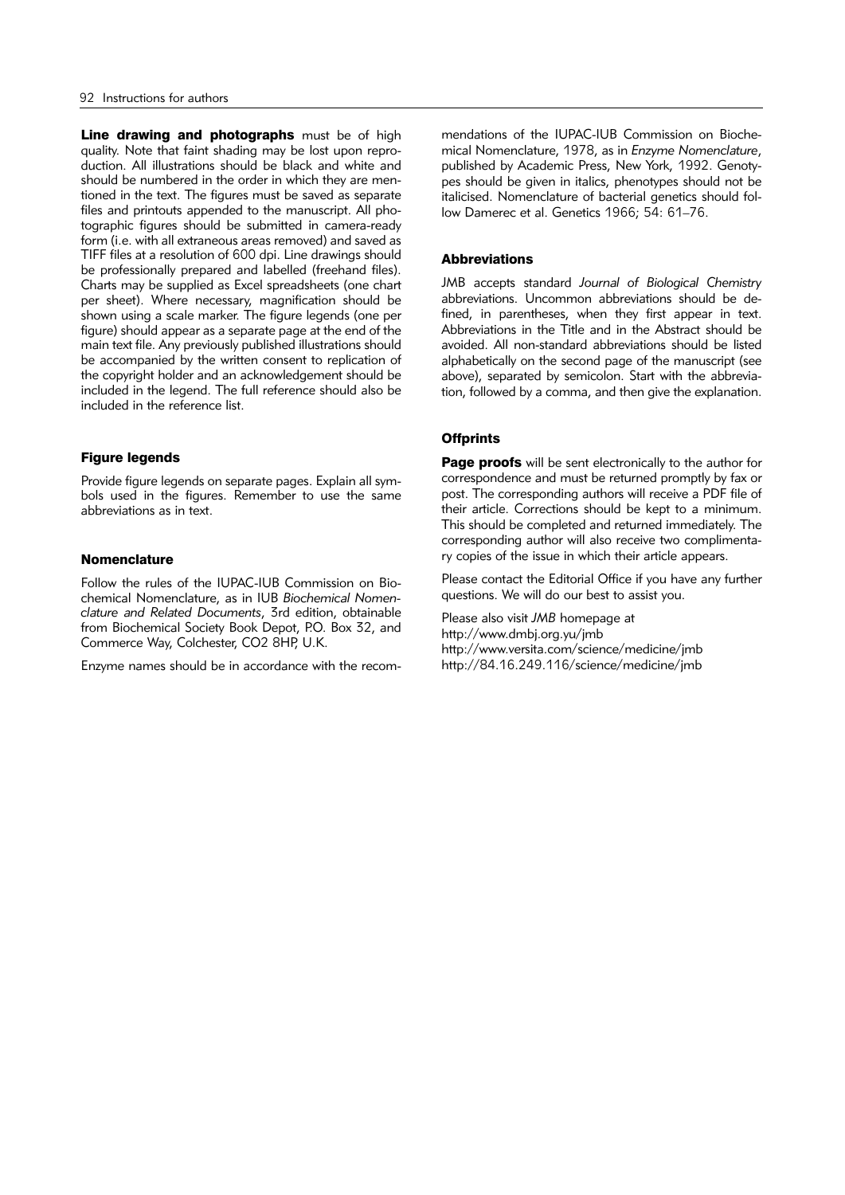**Line drawing and photographs** must be of high quality. Note that faint shading may be lost upon reproduction. All illustrations should be black and white and should be numbered in the order in which they are mentioned in the text. The figures must be saved as separate files and printouts appended to the manuscript. All photographic figures should be submitted in camera-ready form (i.e. with all extraneous areas removed) and saved as TIFF files at a resolution of 600 dpi. Line drawings should be professionally prepared and labelled (freehand files). Charts may be supplied as Excel spreadsheets (one chart per sheet). Where necessary, magnification should be shown using a scale marker. The figure legends (one per figure) should appear as a separate page at the end of the main text file. Any previously published illustrations should be accompanied by the written consent to replication of the copyright holder and an acknowledgement should be included in the legend. The full reference should also be included in the reference list.

### Figure legends

Provide figure legends on separate pages. Explain all symbols used in the figures. Remember to use the same abbreviations as in text.

### Nomenclature

Follow the rules of the IUPAC-IUB Commission on Biochemical Nomenclature, as in IUB *Biochemical Nomenclature and Related Documents*, 3rd edition, obtainable from Biochemical Society Book Depot, P.O. Box 32, and Commerce Way, Colchester, CO2 8HP, U.K.

Enzyme names should be in accordance with the recommendations of the IUPAC-IUB Commission on Biochemical Nomenclature, 1978, as in *Enzyme Nomenclature*, published by Academic Press, New York, 1992. Genotypes should be given in italics, phenotypes should not be italicised. Nomenclature of bacterial genetics should follow Damerec et al. Genetics 1966; 54: 61–76.

### Abbreviations

JMB accepts standard *Journal of Biological Chemistry* abbreviations. Uncommon abbreviations should be defined, in parentheses, when they first appear in text. Abbreviations in the Title and in the Abstract should be avoided. All non-standard abbreviations should be listed alphabetically on the second page of the manuscript (see above), separated by semicolon. Start with the abbreviation, followed by a comma, and then give the explanation.

### Offprints

**Page proofs** will be sent electronically to the author for correspondence and must be returned promptly by fax or post. The corresponding authors will receive a PDF file of their article. Corrections should be kept to a minimum. This should be completed and returned immediately. The corresponding author will also receive two complimentary copies of the issue in which their article appears.

Please contact the Editorial Office if you have any further questions. We will do our best to assist you.

Please also visit *JMB* homepage at
http://www.dmbj.org.yu/jmb
http://www.versita.com/science/medicine/jmb
http://84.16.249.116/science/medicine/jmb